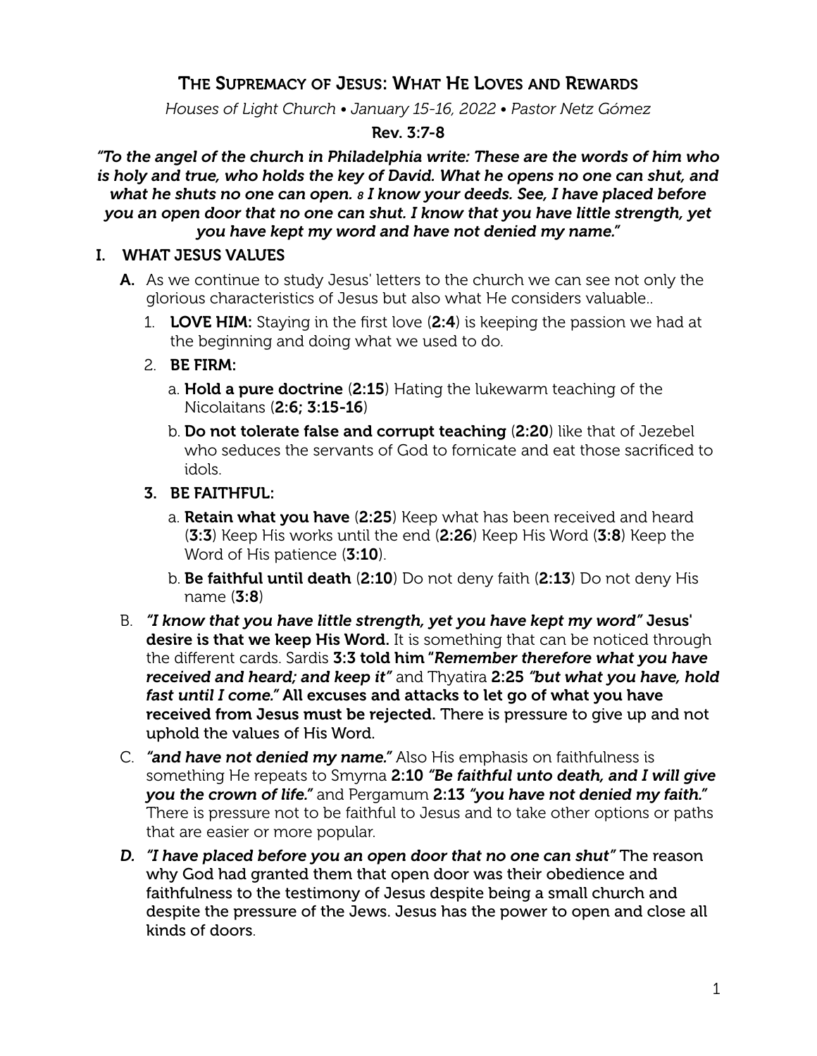# The Supremacy of Jesus: What He Loves and Rewards

*Houses of Light Church • January 15-16, 2022 • Pastor Netz Gómez*

**Rev. 3:7-8**

***"To the angel of the church in Philadelphia write: These are the words of him who is holy and true, who holds the key of David. What he opens no one can shut, and what he shuts no one can open. 8 I know your deeds. See, I have placed before you an open door that no one can shut. I know that you have little strength, yet you have kept my word and have not denied my name."***

## I. WHAT JESUS VALUES

**A.** As we continue to study Jesus' letters to the church we can see not only the glorious characteristics of Jesus but also what He considers valuable..

1. **LOVE HIM:** Staying in the first love (**2:4**) is keeping the passion we had at the beginning and doing what we used to do.
2. **BE FIRM:**
   a. **Hold a pure doctrine** (**2:15**) Hating the lukewarm teaching of the Nicolaitans (**2:6; 3:15-16**)
   b. **Do not tolerate false and corrupt teaching** (**2:20**) like that of Jezebel who seduces the servants of God to fornicate and eat those sacrificed to idols.
3. **BE FAITHFUL:**
   a. **Retain what you have** (**2:25**) Keep what has been received and heard (**3:3**) Keep His works until the end (**2:26**) Keep His Word (**3:8**) Keep the Word of His patience (**3:10**).
   b. **Be faithful until death** (**2:10**) Do not deny faith (**2:13**) Do not deny His name (**3:8**)

B. ***"I know that you have little strength, yet you have kept my word"*** **Jesus' desire is that we keep His Word.** It is something that can be noticed through the different cards. Sardis **3:3 told him "*Remember therefore what you have received and heard; and keep it"*** and Thyatira **2:25** ***"but what you have, hold fast until I come."*** **All excuses and attacks to let go of what you have received from Jesus must be rejected.** There is pressure to give up and not uphold the values of His Word.

C. ***"and have not denied my name."*** Also His emphasis on faithfulness is something He repeats to Smyrna **2:10** ***"Be faithful unto death, and I will give you the crown of life."*** and Pergamum **2:13** ***"you have not denied my faith."*** There is pressure not to be faithful to Jesus and to take other options or paths that are easier or more popular.

***D.*** ***"I have placed before you an open door that no one can shut"*** **The reason why God had granted them that open door was their obedience and faithfulness to the testimony of Jesus despite being a small church and despite the pressure of the Jews. Jesus has the power to open and close all kinds of doors**.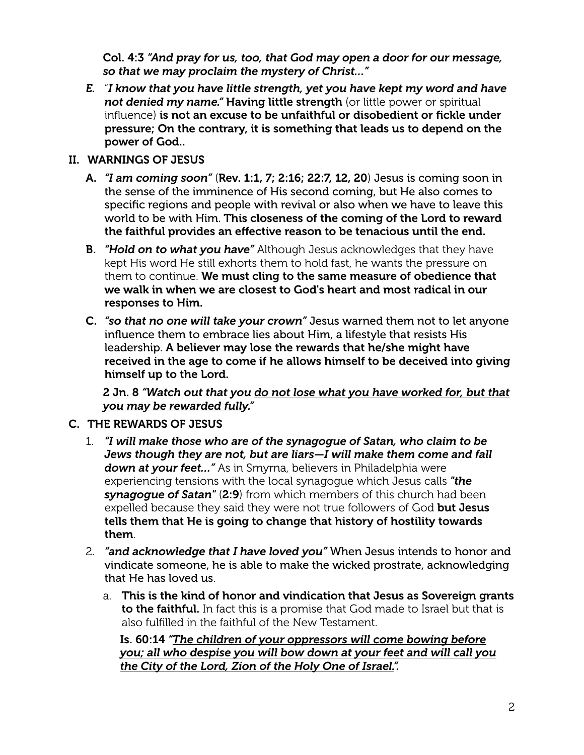**Col. 4:3** ***"And pray for us, too, that God may open a door for our message, so that we may proclaim the mystery of Christ..."***

*E.* *"**I know that you have little strength, yet you have kept my word and have not denied my name.**"* **Having little strength** (or little power or spiritual influence) **is not an excuse to be unfaithful or disobedient or fickle under pressure; On the contrary, it is something that leads us to depend on the power of God..**

## II. WARNINGS OF JESUS

**A.** ***"I am coming soon"*** (**Rev. 1:1, 7; 2:16; 22:7, 12, 20**) Jesus is coming soon in the sense of the imminence of His second coming, but He also comes to specific regions and people with revival or also when we have to leave this world to be with Him. **This closeness of the coming of the Lord to reward the faithful provides an effective reason to be tenacious until the end.**

**B.** ***"Hold on to what you have"*** Although Jesus acknowledges that they have kept His word He still exhorts them to hold fast, he wants the pressure on them to continue. **We must cling to the same measure of obedience that we walk in when we are closest to God's heart and most radical in our responses to Him.**

**C.** ***"so that no one will take your crown"*** Jesus warned them not to let anyone influence them to embrace lies about Him, a lifestyle that resists His leadership. **A believer may lose the rewards that he/she might have received in the age to come if he allows himself to be deceived into giving himself up to the Lord.**

**2 Jn. 8** ***"Watch out that you <u>do not lose what you have worked for, but that you may be rewarded fully</u>."***

## C. THE REWARDS OF JESUS

1. ***"I will make those who are of the synagogue of Satan, who claim to be Jews though they are not, but are liars—I will make them come and fall down at your feet..."*** As in Smyrna, believers in Philadelphia were experiencing tensions with the local synagogue which Jesus calls ***"the synagogue of Satan"*** (**2:9**) from which members of this church had been expelled because they said they were not true followers of God **but Jesus tells them that He is going to change that history of hostility towards them**.
2. ***"and acknowledge that I have loved you"*** When Jesus intends to honor and vindicate someone, he is able to make the wicked prostrate, acknowledging that He has loved us.
   a. **This is the kind of honor and vindication that Jesus as Sovereign grants to the faithful.** In fact this is a promise that God made to Israel but that is also fulfilled in the faithful of the New Testament.

   **Is. 60:14** ***"<u>The children of your oppressors will come bowing before you; all who despise you will bow down at your feet and will call you the City of the Lord, Zion of the Holy One of Israel</u>.".***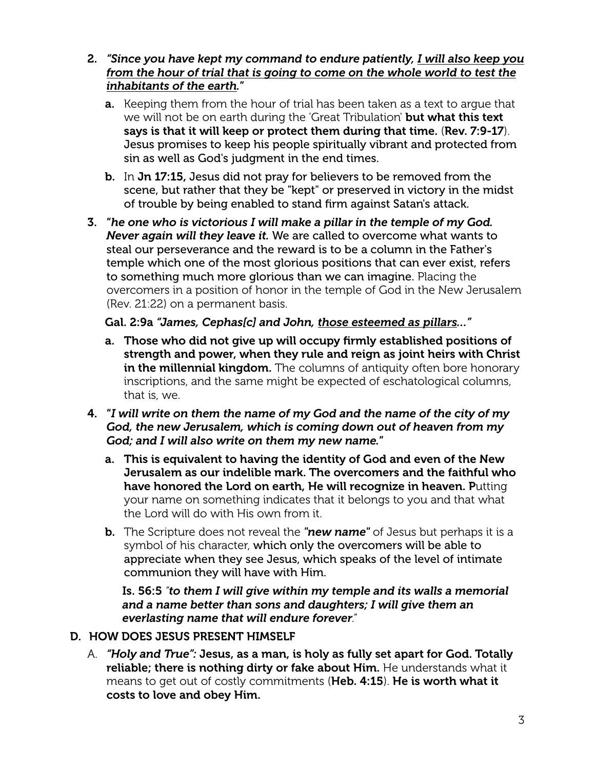2. ***"Since you have kept my command to endure patiently, <u>I will also keep you from the hour of trial that is going to come on the whole world to test the inhabitants of the earth</u>."***

   a. Keeping them from the hour of trial has been taken as a text to argue that we will not be on earth during the 'Great Tribulation' **but what this text says is that it will keep or protect them during that time.** (**Rev. 7:9-17**). Jesus promises to keep his people spiritually vibrant and protected from sin as well as God's judgment in the end times.

   b. In **Jn 17:15,** Jesus did not pray for believers to be removed from the scene, but rather that they be "kept" or preserved in victory in the midst of trouble by being enabled to stand firm against Satan's attack.

3. ***"he one who is victorious I will make a pillar in the temple of my God. Never again will they leave it.*** **We are called to overcome what wants to steal our perseverance and the reward is to be a column in the Father's temple which one of the most glorious positions that can ever exist, refers to something much more glorious than we can imagine.** Placing the overcomers in a position of honor in the temple of God in the New Jerusalem (Rev. 21:22) on a permanent basis.

   **Gal. 2:9a** ***"James, Cephas[c] and John, <u>those esteemed as pillars</u>..."***

   a. **Those who did not give up will occupy firmly established positions of strength and power, when they rule and reign as joint heirs with Christ in the millennial kingdom.** The columns of antiquity often bore honorary inscriptions, and the same might be expected of eschatological columns, that is, we.

4. ***"I will write on them the name of my God and the name of the city of my God, the new Jerusalem, which is coming down out of heaven from my God; and I will also write on them my new name."***

   a. **This is equivalent to having the identity of God and even of the New Jerusalem as our indelible mark. The overcomers and the faithful who have honored the Lord on earth, He will recognize in heaven. P**utting your name on something indicates that it belongs to you and that what the Lord will do with His own from it.

   b. The Scripture does not reveal the ***"new name"*** of Jesus but perhaps it is a symbol of his character, **which only the overcomers will be able to appreciate when they see Jesus, which speaks of the level of intimate communion they will have with Him.**

   **Is. 56:5** *"**to them I will give within my temple and its walls a memorial and a name better than sons and daughters; I will give them an everlasting name that will endure forever**."*

## D. HOW DOES JESUS PRESENT HIMSELF

A. ***"Holy and True":*** **Jesus, as a man, is holy as fully set apart for God. Totally reliable; there is nothing dirty or fake about Him.** He understands what it means to get out of costly commitments (**Heb. 4:15**). **He is worth what it costs to love and obey Him.**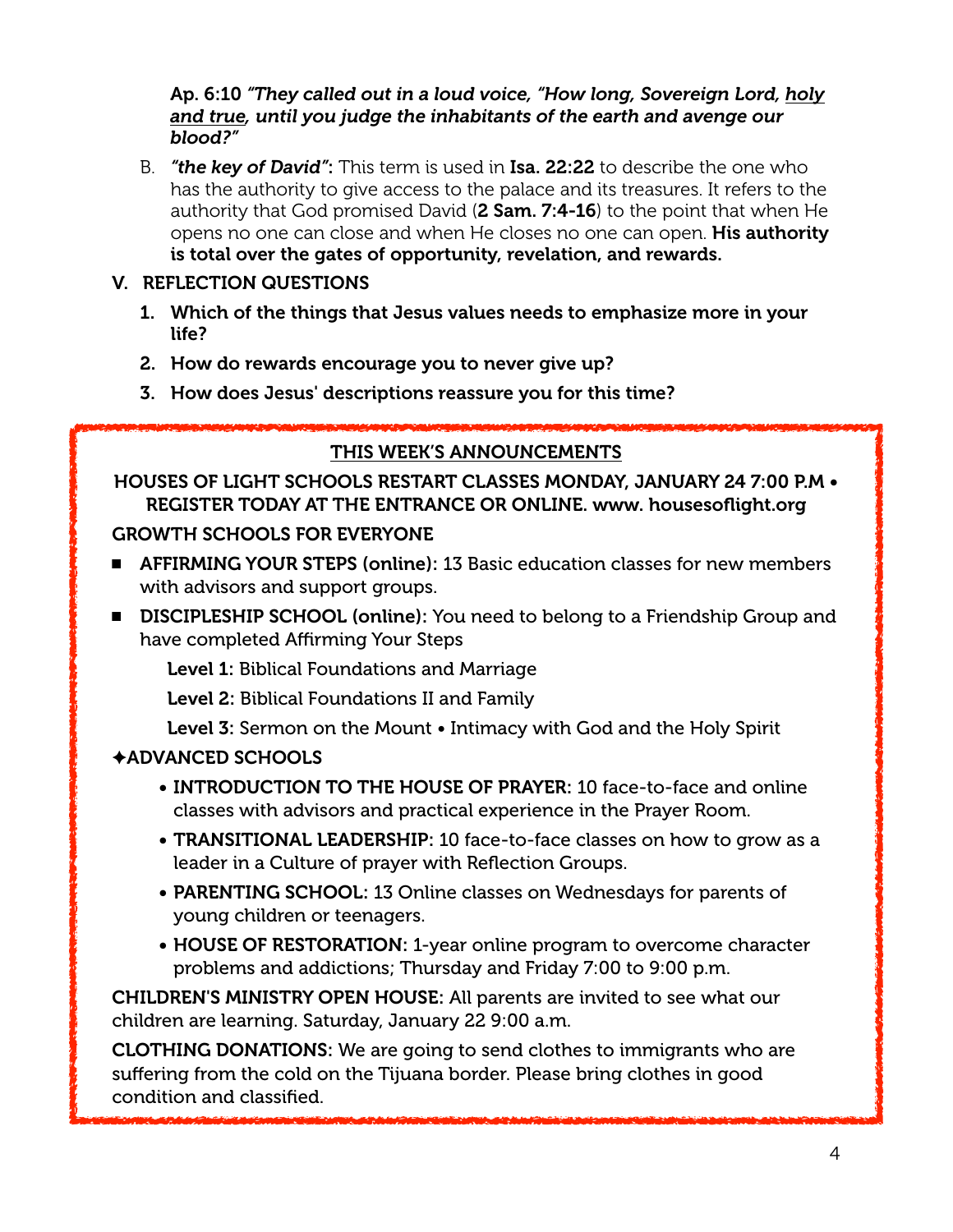**Ap. 6:10** ***"They called out in a loud voice, "How long, Sovereign Lord, <u>holy and true</u>, until you judge the inhabitants of the earth and avenge our blood?"***

B. ***"the key of David"***: This term is used in **Isa. 22:22** to describe the one who has the authority to give access to the palace and its treasures. It refers to the authority that God promised David (**2 Sam. 7:4-16**) to the point that when He opens no one can close and when He closes no one can open. **His authority is total over the gates of opportunity, revelation, and rewards.**

## V. REFLECTION QUESTIONS

1. **Which of the things that Jesus values needs to emphasize more in your life?**
2. **How do rewards encourage you to never give up?**
3. **How does Jesus' descriptions reassure you for this time?**

## <u>THIS WEEK'S ANNOUNCEMENTS</u>

**HOUSES OF LIGHT SCHOOLS RESTART CLASSES MONDAY, JANUARY 24 7:00 P.M • REGISTER TODAY AT THE ENTRANCE OR ONLINE. www. housesoflight.org**

**GROWTH SCHOOLS FOR EVERYONE**

- **AFFIRMING YOUR STEPS (online):** 13 Basic education classes for new members with advisors and support groups.
- **DISCIPLESHIP SCHOOL (online):** You need to belong to a Friendship Group and have completed Affirming Your Steps

  **Level 1:** Biblical Foundations and Marriage

  **Level 2:** Biblical Foundations II and Family

  **Level 3:** Sermon on the Mount • Intimacy with God and the Holy Spirit

**✦ADVANCED SCHOOLS**

- **INTRODUCTION TO THE HOUSE OF PRAYER:** 10 face-to-face and online classes with advisors and practical experience in the Prayer Room.
- **TRANSITIONAL LEADERSHIP:** 10 face-to-face classes on how to grow as a leader in a Culture of prayer with Reflection Groups.
- **PARENTING SCHOOL:** 13 Online classes on Wednesdays for parents of young children or teenagers.
- **HOUSE OF RESTORATION:** 1-year online program to overcome character problems and addictions; Thursday and Friday 7:00 to 9:00 p.m.

**CHILDREN'S MINISTRY OPEN HOUSE:** All parents are invited to see what our children are learning. Saturday, January 22 9:00 a.m.

**CLOTHING DONATIONS:** We are going to send clothes to immigrants who are suffering from the cold on the Tijuana border. Please bring clothes in good condition and classified.